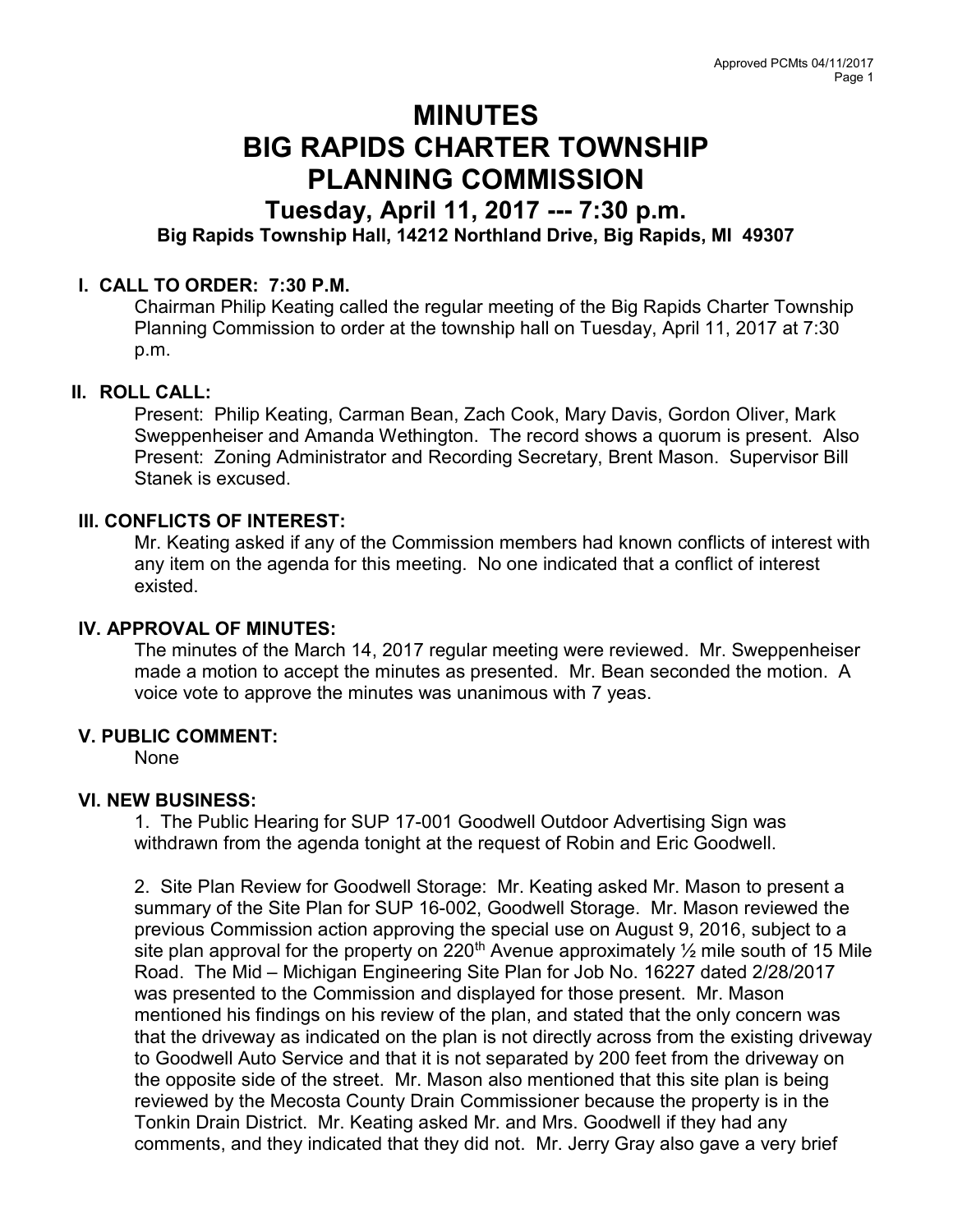# MINUTES
# BIG RAPIDS CHARTER TOWNSHIP
# PLANNING COMMISSION

## Tuesday, April 11, 2017 --- 7:30 p.m.

**Big Rapids Township Hall, 14212 Northland Drive, Big Rapids, MI 49307**

### I. CALL TO ORDER: 7:30 P.M.

Chairman Philip Keating called the regular meeting of the Big Rapids Charter Township Planning Commission to order at the township hall on Tuesday, April 11, 2017 at 7:30 p.m.

### II. ROLL CALL:

Present: Philip Keating, Carman Bean, Zach Cook, Mary Davis, Gordon Oliver, Mark Sweppenheiser and Amanda Wethington. The record shows a quorum is present. Also Present: Zoning Administrator and Recording Secretary, Brent Mason. Supervisor Bill Stanek is excused.

### III. CONFLICTS OF INTEREST:

Mr. Keating asked if any of the Commission members had known conflicts of interest with any item on the agenda for this meeting. No one indicated that a conflict of interest existed.

### IV. APPROVAL OF MINUTES:

The minutes of the March 14, 2017 regular meeting were reviewed. Mr. Sweppenheiser made a motion to accept the minutes as presented. Mr. Bean seconded the motion. A voice vote to approve the minutes was unanimous with 7 yeas.

### V. PUBLIC COMMENT:

None

### VI. NEW BUSINESS:

1. The Public Hearing for SUP 17-001 Goodwell Outdoor Advertising Sign was withdrawn from the agenda tonight at the request of Robin and Eric Goodwell.

2. Site Plan Review for Goodwell Storage: Mr. Keating asked Mr. Mason to present a summary of the Site Plan for SUP 16-002, Goodwell Storage. Mr. Mason reviewed the previous Commission action approving the special use on August 9, 2016, subject to a site plan approval for the property on 220th Avenue approximately ½ mile south of 15 Mile Road. The Mid – Michigan Engineering Site Plan for Job No. 16227 dated 2/28/2017 was presented to the Commission and displayed for those present. Mr. Mason mentioned his findings on his review of the plan, and stated that the only concern was that the driveway as indicated on the plan is not directly across from the existing driveway to Goodwell Auto Service and that it is not separated by 200 feet from the driveway on the opposite side of the street. Mr. Mason also mentioned that this site plan is being reviewed by the Mecosta County Drain Commissioner because the property is in the Tonkin Drain District. Mr. Keating asked Mr. and Mrs. Goodwell if they had any comments, and they indicated that they did not. Mr. Jerry Gray also gave a very brief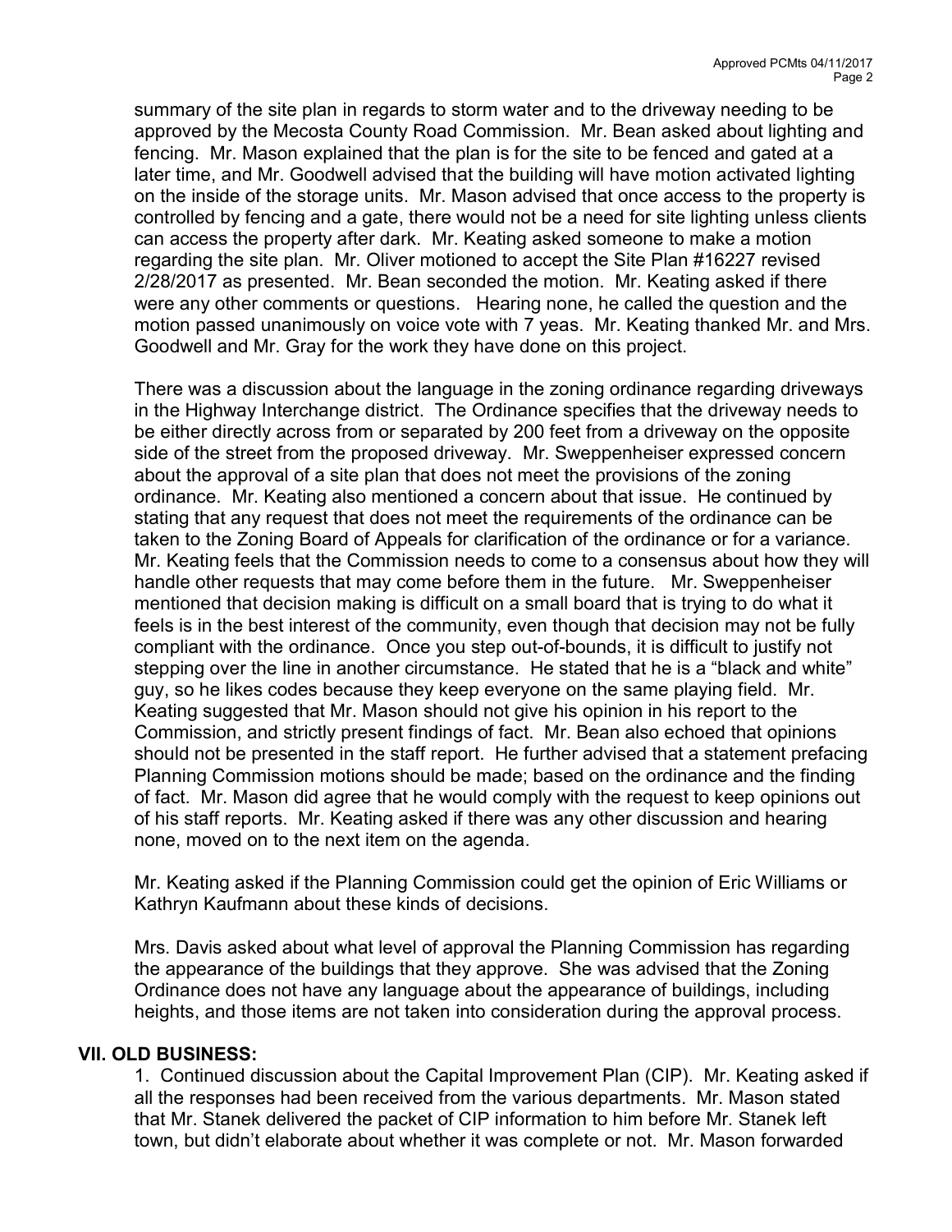summary of the site plan in regards to storm water and to the driveway needing to be approved by the Mecosta County Road Commission. Mr. Bean asked about lighting and fencing. Mr. Mason explained that the plan is for the site to be fenced and gated at a later time, and Mr. Goodwell advised that the building will have motion activated lighting on the inside of the storage units. Mr. Mason advised that once access to the property is controlled by fencing and a gate, there would not be a need for site lighting unless clients can access the property after dark. Mr. Keating asked someone to make a motion regarding the site plan. Mr. Oliver motioned to accept the Site Plan #16227 revised 2/28/2017 as presented. Mr. Bean seconded the motion. Mr. Keating asked if there were any other comments or questions. Hearing none, he called the question and the motion passed unanimously on voice vote with 7 yeas. Mr. Keating thanked Mr. and Mrs. Goodwell and Mr. Gray for the work they have done on this project.

There was a discussion about the language in the zoning ordinance regarding driveways in the Highway Interchange district. The Ordinance specifies that the driveway needs to be either directly across from or separated by 200 feet from a driveway on the opposite side of the street from the proposed driveway. Mr. Sweppenheiser expressed concern about the approval of a site plan that does not meet the provisions of the zoning ordinance. Mr. Keating also mentioned a concern about that issue. He continued by stating that any request that does not meet the requirements of the ordinance can be taken to the Zoning Board of Appeals for clarification of the ordinance or for a variance. Mr. Keating feels that the Commission needs to come to a consensus about how they will handle other requests that may come before them in the future. Mr. Sweppenheiser mentioned that decision making is difficult on a small board that is trying to do what it feels is in the best interest of the community, even though that decision may not be fully compliant with the ordinance. Once you step out-of-bounds, it is difficult to justify not stepping over the line in another circumstance. He stated that he is a "black and white" guy, so he likes codes because they keep everyone on the same playing field. Mr. Keating suggested that Mr. Mason should not give his opinion in his report to the Commission, and strictly present findings of fact. Mr. Bean also echoed that opinions should not be presented in the staff report. He further advised that a statement prefacing Planning Commission motions should be made; based on the ordinance and the finding of fact. Mr. Mason did agree that he would comply with the request to keep opinions out of his staff reports. Mr. Keating asked if there was any other discussion and hearing none, moved on to the next item on the agenda.

Mr. Keating asked if the Planning Commission could get the opinion of Eric Williams or Kathryn Kaufmann about these kinds of decisions.

Mrs. Davis asked about what level of approval the Planning Commission has regarding the appearance of the buildings that they approve. She was advised that the Zoning Ordinance does not have any language about the appearance of buildings, including heights, and those items are not taken into consideration during the approval process.

## VII. OLD BUSINESS:

1. Continued discussion about the Capital Improvement Plan (CIP). Mr. Keating asked if all the responses had been received from the various departments. Mr. Mason stated that Mr. Stanek delivered the packet of CIP information to him before Mr. Stanek left town, but didn't elaborate about whether it was complete or not. Mr. Mason forwarded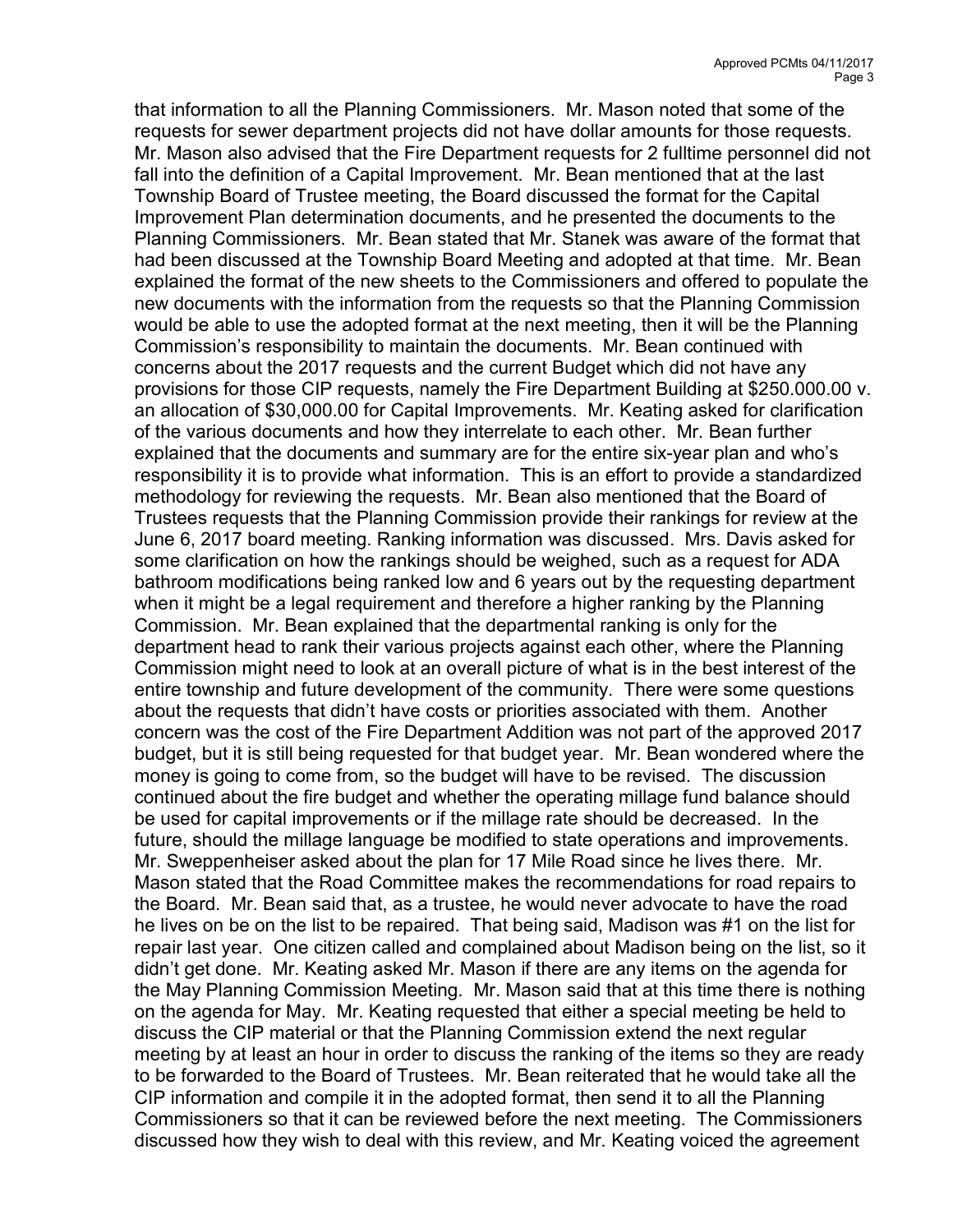that information to all the Planning Commissioners. Mr. Mason noted that some of the requests for sewer department projects did not have dollar amounts for those requests. Mr. Mason also advised that the Fire Department requests for 2 fulltime personnel did not fall into the definition of a Capital Improvement. Mr. Bean mentioned that at the last Township Board of Trustee meeting, the Board discussed the format for the Capital Improvement Plan determination documents, and he presented the documents to the Planning Commissioners. Mr. Bean stated that Mr. Stanek was aware of the format that had been discussed at the Township Board Meeting and adopted at that time. Mr. Bean explained the format of the new sheets to the Commissioners and offered to populate the new documents with the information from the requests so that the Planning Commission would be able to use the adopted format at the next meeting, then it will be the Planning Commission's responsibility to maintain the documents. Mr. Bean continued with concerns about the 2017 requests and the current Budget which did not have any provisions for those CIP requests, namely the Fire Department Building at $250.000.00 v. an allocation of $30,000.00 for Capital Improvements. Mr. Keating asked for clarification of the various documents and how they interrelate to each other. Mr. Bean further explained that the documents and summary are for the entire six-year plan and who's responsibility it is to provide what information. This is an effort to provide a standardized methodology for reviewing the requests. Mr. Bean also mentioned that the Board of Trustees requests that the Planning Commission provide their rankings for review at the June 6, 2017 board meeting. Ranking information was discussed. Mrs. Davis asked for some clarification on how the rankings should be weighed, such as a request for ADA bathroom modifications being ranked low and 6 years out by the requesting department when it might be a legal requirement and therefore a higher ranking by the Planning Commission. Mr. Bean explained that the departmental ranking is only for the department head to rank their various projects against each other, where the Planning Commission might need to look at an overall picture of what is in the best interest of the entire township and future development of the community. There were some questions about the requests that didn't have costs or priorities associated with them. Another concern was the cost of the Fire Department Addition was not part of the approved 2017 budget, but it is still being requested for that budget year. Mr. Bean wondered where the money is going to come from, so the budget will have to be revised. The discussion continued about the fire budget and whether the operating millage fund balance should be used for capital improvements or if the millage rate should be decreased. In the future, should the millage language be modified to state operations and improvements. Mr. Sweppenheiser asked about the plan for 17 Mile Road since he lives there. Mr. Mason stated that the Road Committee makes the recommendations for road repairs to the Board. Mr. Bean said that, as a trustee, he would never advocate to have the road he lives on be on the list to be repaired. That being said, Madison was #1 on the list for repair last year. One citizen called and complained about Madison being on the list, so it didn't get done. Mr. Keating asked Mr. Mason if there are any items on the agenda for the May Planning Commission Meeting. Mr. Mason said that at this time there is nothing on the agenda for May. Mr. Keating requested that either a special meeting be held to discuss the CIP material or that the Planning Commission extend the next regular meeting by at least an hour in order to discuss the ranking of the items so they are ready to be forwarded to the Board of Trustees. Mr. Bean reiterated that he would take all the CIP information and compile it in the adopted format, then send it to all the Planning Commissioners so that it can be reviewed before the next meeting. The Commissioners discussed how they wish to deal with this review, and Mr. Keating voiced the agreement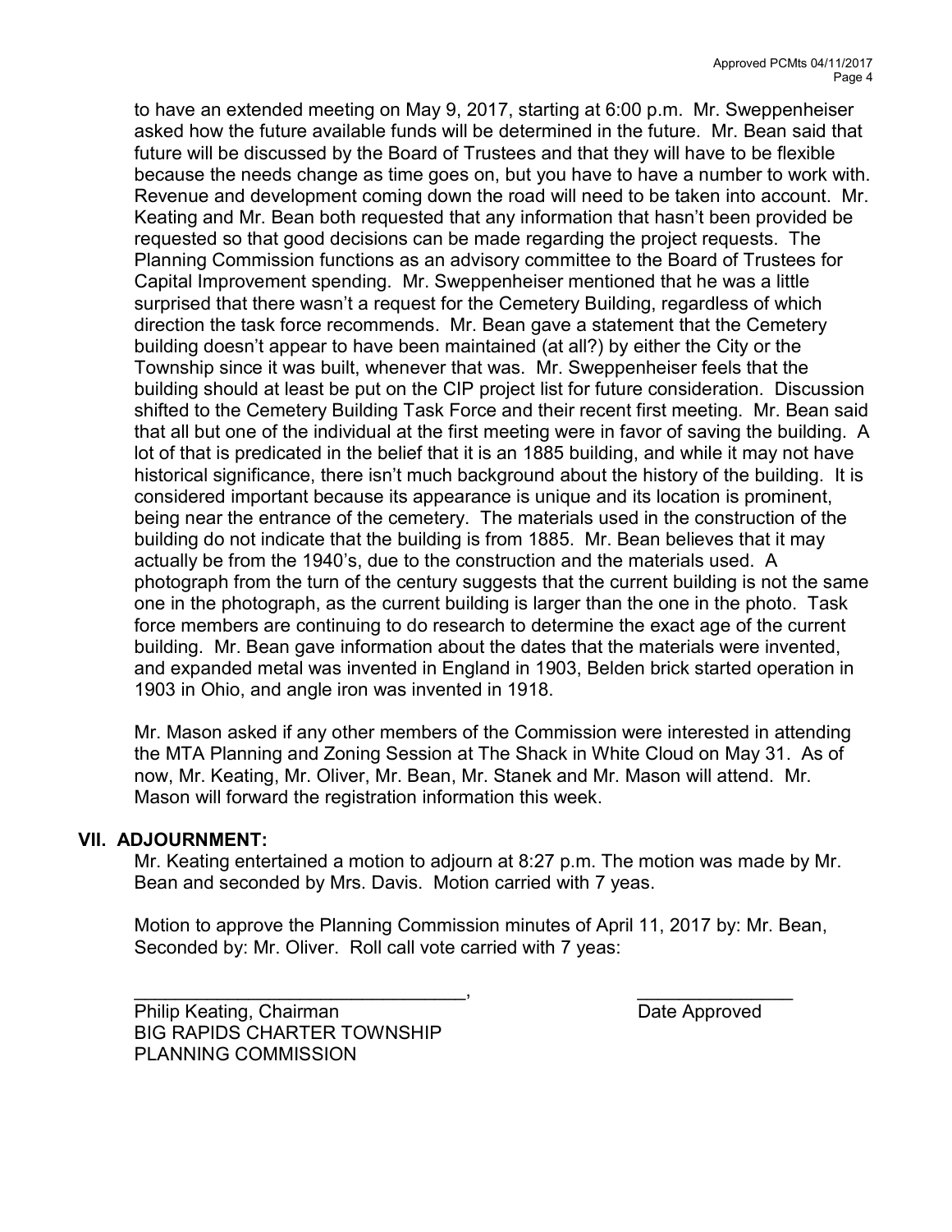to have an extended meeting on May 9, 2017, starting at 6:00 p.m. Mr. Sweppenheiser asked how the future available funds will be determined in the future. Mr. Bean said that future will be discussed by the Board of Trustees and that they will have to be flexible because the needs change as time goes on, but you have to have a number to work with. Revenue and development coming down the road will need to be taken into account. Mr. Keating and Mr. Bean both requested that any information that hasn't been provided be requested so that good decisions can be made regarding the project requests. The Planning Commission functions as an advisory committee to the Board of Trustees for Capital Improvement spending. Mr. Sweppenheiser mentioned that he was a little surprised that there wasn't a request for the Cemetery Building, regardless of which direction the task force recommends. Mr. Bean gave a statement that the Cemetery building doesn't appear to have been maintained (at all?) by either the City or the Township since it was built, whenever that was. Mr. Sweppenheiser feels that the building should at least be put on the CIP project list for future consideration. Discussion shifted to the Cemetery Building Task Force and their recent first meeting. Mr. Bean said that all but one of the individual at the first meeting were in favor of saving the building. A lot of that is predicated in the belief that it is an 1885 building, and while it may not have historical significance, there isn't much background about the history of the building. It is considered important because its appearance is unique and its location is prominent, being near the entrance of the cemetery. The materials used in the construction of the building do not indicate that the building is from 1885. Mr. Bean believes that it may actually be from the 1940's, due to the construction and the materials used. A photograph from the turn of the century suggests that the current building is not the same one in the photograph, as the current building is larger than the one in the photo. Task force members are continuing to do research to determine the exact age of the current building. Mr. Bean gave information about the dates that the materials were invented, and expanded metal was invented in England in 1903, Belden brick started operation in 1903 in Ohio, and angle iron was invented in 1918.

Mr. Mason asked if any other members of the Commission were interested in attending the MTA Planning and Zoning Session at The Shack in White Cloud on May 31. As of now, Mr. Keating, Mr. Oliver, Mr. Bean, Mr. Stanek and Mr. Mason will attend. Mr. Mason will forward the registration information this week.

## VII. ADJOURNMENT:

Mr. Keating entertained a motion to adjourn at 8:27 p.m. The motion was made by Mr. Bean and seconded by Mrs. Davis. Motion carried with 7 yeas.

Motion to approve the Planning Commission minutes of April 11, 2017 by: Mr. Bean, Seconded by: Mr. Oliver. Roll call vote carried with 7 yeas:

_________________________________, _______________

Philip Keating, Chairman Date Approved
BIG RAPIDS CHARTER TOWNSHIP
PLANNING COMMISSION